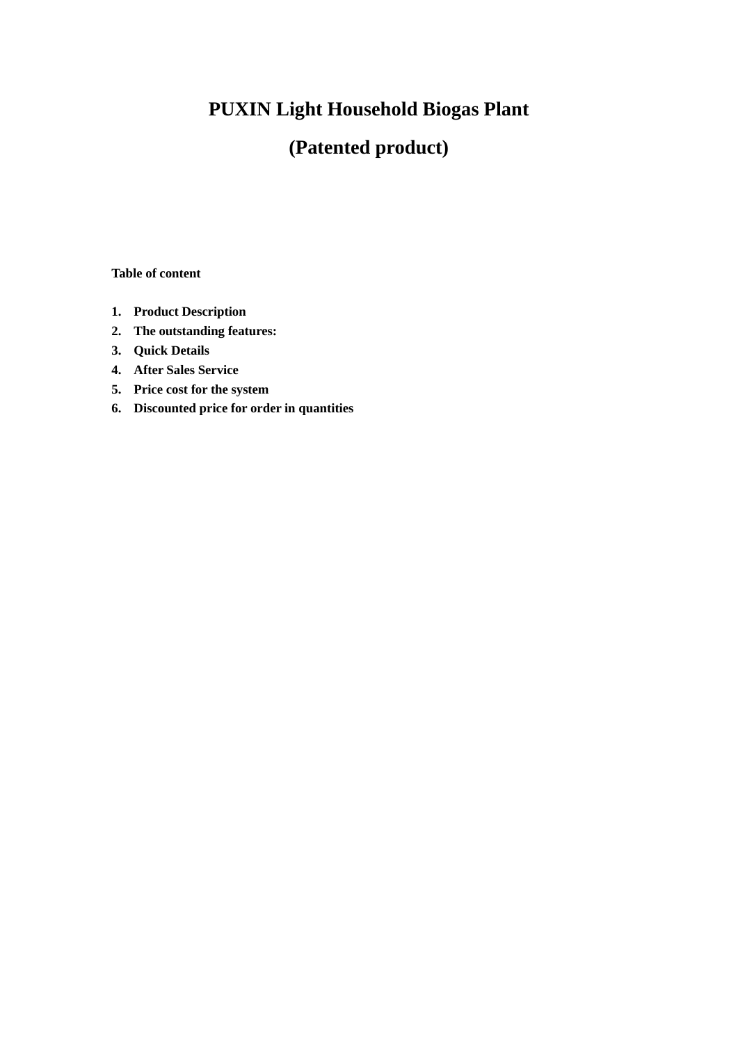# PUXIN Light Household Biogas Plant

# (Patented product)

**Table of content**

1. **Product Description**
2. **The outstanding features:**
3. **Quick Details**
4. **After Sales Service**
5. **Price cost for the system**
6. **Discounted price for order in quantities**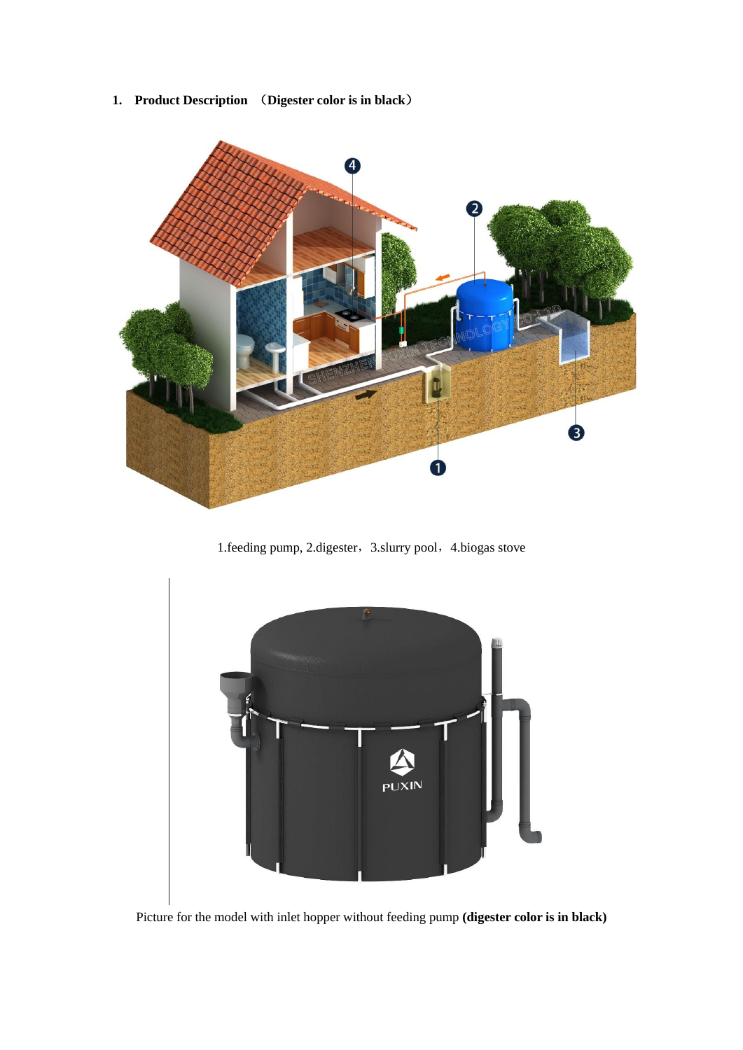## 1. Product Description （Digester color is in black）

1.feeding pump, 2.digester，3.slurry pool，4.biogas stove

Picture for the model with inlet hopper without feeding pump **(digester color is in black)**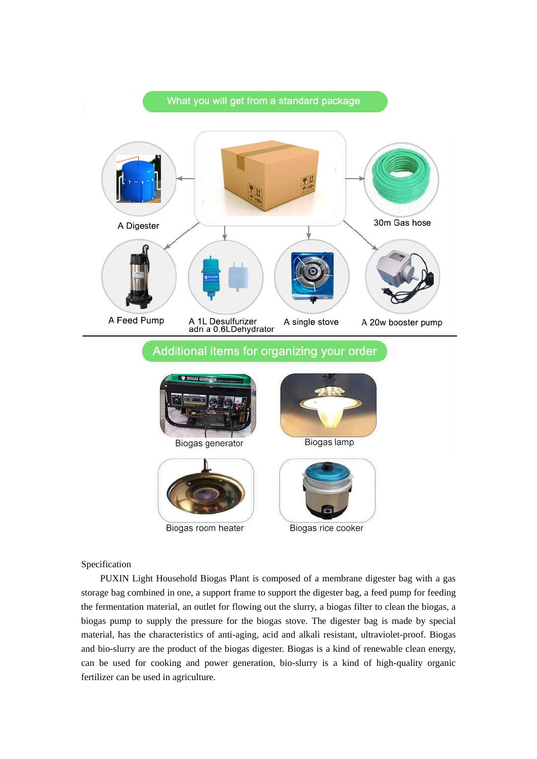## What you will get from a standard package

- A Digester
- 30m Gas hose
- A Feed Pump
- A 1L Desulfurizer adn a 0.6LDehydrator
- A single stove
- A 20w booster pump

## Additional items for organizing your order

- Biogas generator
- Biogas lamp
- Biogas room heater
- Biogas rice cooker

Specification

PUXIN Light Household Biogas Plant is composed of a membrane digester bag with a gas storage bag combined in one, a support frame to support the digester bag, a feed pump for feeding the fermentation material, an outlet for flowing out the slurry, a biogas filter to clean the biogas, a biogas pump to supply the pressure for the biogas stove. The digester bag is made by special material, has the characteristics of anti-aging, acid and alkali resistant, ultraviolet-proof. Biogas and bio-slurry are the product of the biogas digester. Biogas is a kind of renewable clean energy, can be used for cooking and power generation, bio-slurry is a kind of high-quality organic fertilizer can be used in agriculture.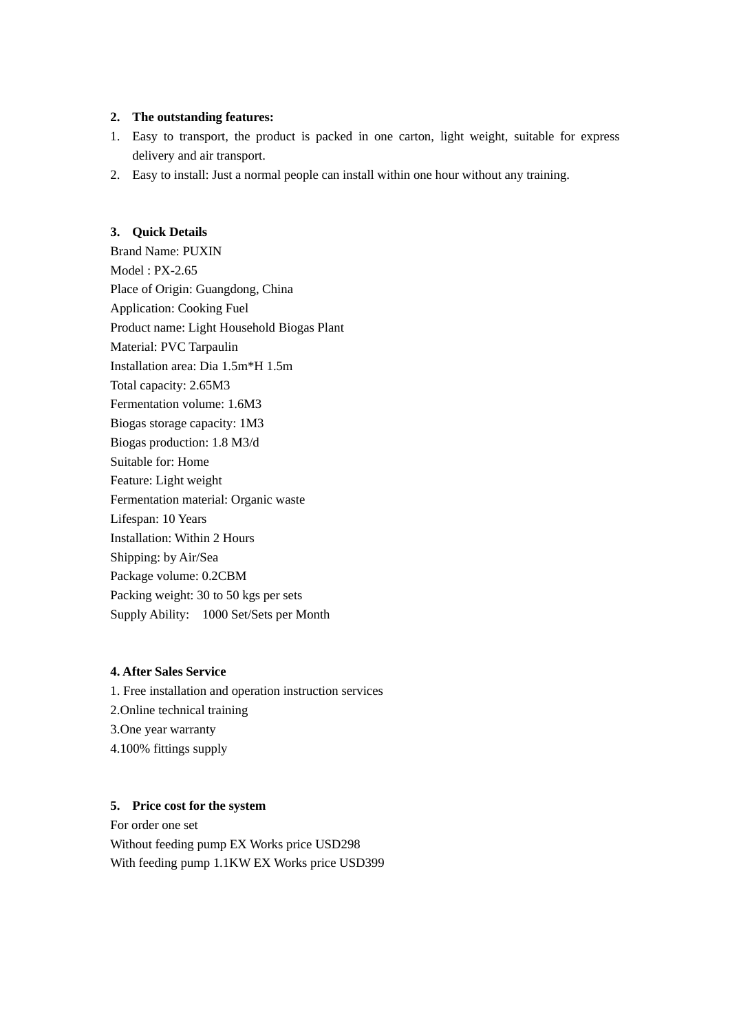**2. The outstanding features:**

1. Easy to transport, the product is packed in one carton, light weight, suitable for express delivery and air transport.
2. Easy to install: Just a normal people can install within one hour without any training.

**3. Quick Details**

Brand Name: PUXIN
Model : PX-2.65
Place of Origin: Guangdong, China
Application: Cooking Fuel
Product name: Light Household Biogas Plant
Material: PVC Tarpaulin
Installation area: Dia 1.5m*H 1.5m
Total capacity: 2.65M3
Fermentation volume: 1.6M3
Biogas storage capacity: 1M3
Biogas production: 1.8 M3/d
Suitable for: Home
Feature: Light weight
Fermentation material: Organic waste
Lifespan: 10 Years
Installation: Within 2 Hours
Shipping: by Air/Sea
Package volume: 0.2CBM
Packing weight: 30 to 50 kgs per sets
Supply Ability: 1000 Set/Sets per Month

**4. After Sales Service**

1. Free installation and operation instruction services
2. Online technical training
3. One year warranty
4. 100% fittings supply

**5. Price cost for the system**

For order one set
Without feeding pump EX Works price USD298
With feeding pump 1.1KW EX Works price USD399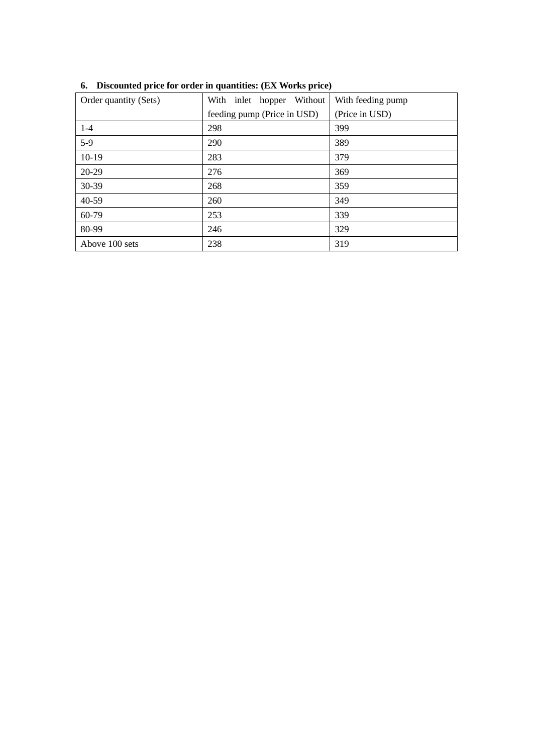**6. Discounted price for order in quantities: (EX Works price)**

| Order quantity (Sets) | With inlet hopper Without feeding pump (Price in USD) | With feeding pump (Price in USD) |
|---|---|---|
| 1-4 | 298 | 399 |
| 5-9 | 290 | 389 |
| 10-19 | 283 | 379 |
| 20-29 | 276 | 369 |
| 30-39 | 268 | 359 |
| 40-59 | 260 | 349 |
| 60-79 | 253 | 339 |
| 80-99 | 246 | 329 |
| Above 100 sets | 238 | 319 |